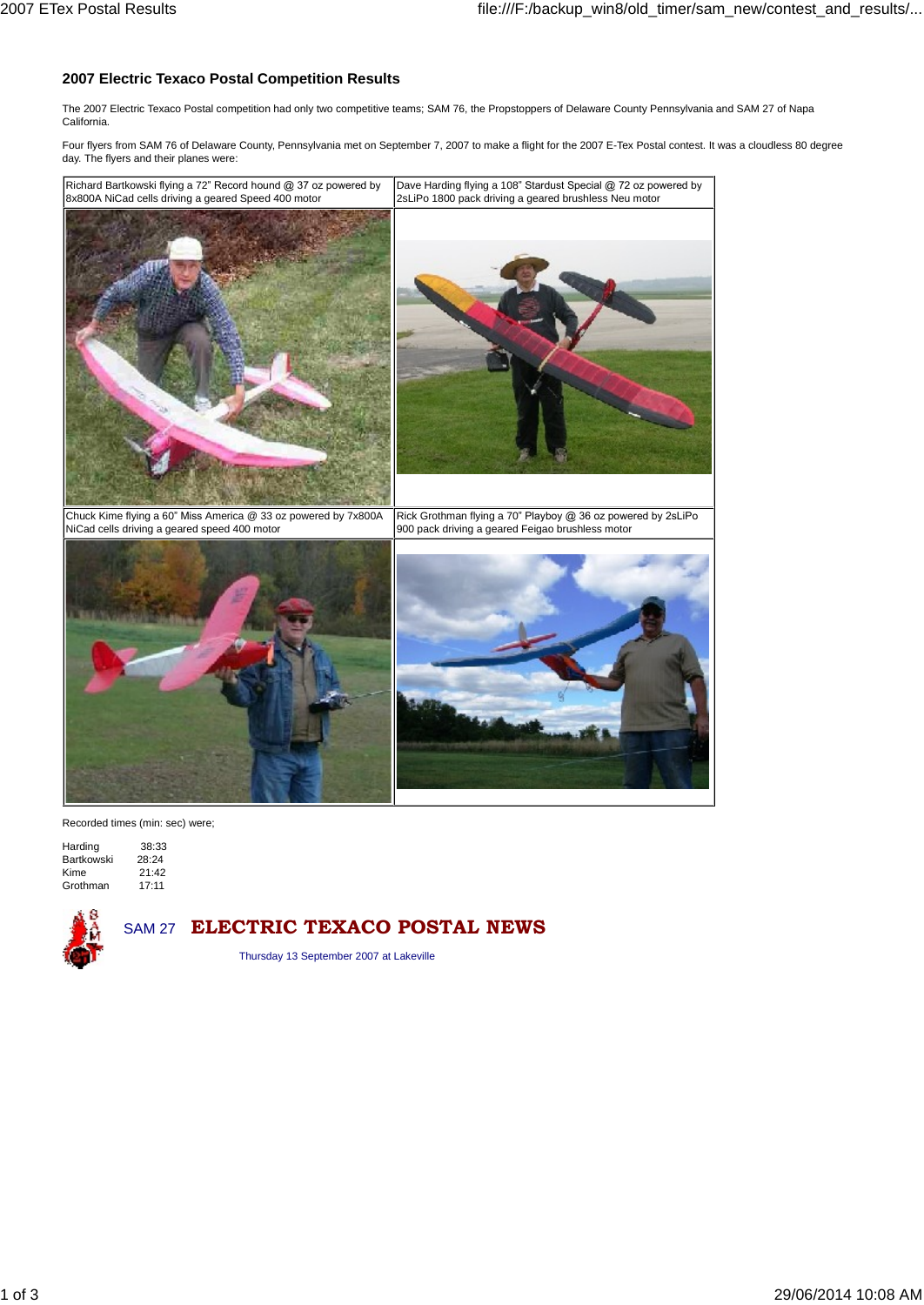## 2007 Electric Texaco Postal Competition Results

The 2007 Electric Texaco Postal competition had only two competitive teams; SAM 76, the Propstoppers of Delaware County Pennsylvania and SAM 27 of Napa California.

Four flyers from SAM 76 of Delaware County, Pennsylvania met on September 7, 2007 to make a flight for the 2007 E-Tex Postal contest. It was a cloudless 80 degree day. The flyers and their planes were:

| Richard Bartkowski flying a 72" Record hound @ 37 oz powered by 8x800A NiCad cells driving a geared Speed 400 motor | Dave Harding flying a 108" Stardust Special @ 72 oz powered by 2sLiPo 1800 pack driving a geared brushless Neu motor |
|---|---|
| Chuck Kime flying a 60" Miss America @ 33 oz powered by 7x800A NiCad cells driving a geared speed 400 motor | Rick Grothman flying a 70" Playboy @ 36 oz powered by 2sLiPo 900 pack driving a geared Feigao brushless motor |

Recorded times (min: sec) were;

| | |
|---|---|
| Harding | 38:33 |
| Bartkowski | 28:24 |
| Kime | 21:42 |
| Grothman | 17:11 |

## SAM 27 ELECTRIC TEXACO POSTAL NEWS

Thursday 13 September 2007 at Lakeville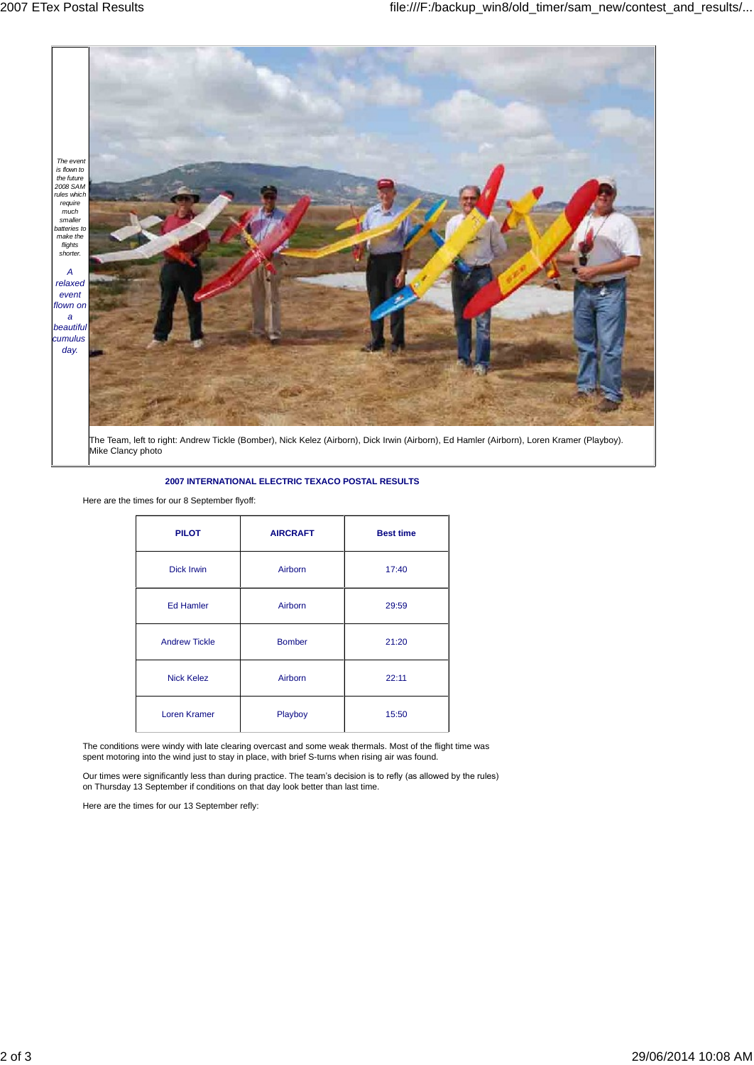*The event is flown to the future 2008 SAM rules which require much smaller batteries to make the flights shorter.*

*A relaxed event flown on a beautiful cumulus day.*

The Team, left to right: Andrew Tickle (Bomber), Nick Kelez (Airborn), Dick Irwin (Airborn), Ed Hamler (Airborn), Loren Kramer (Playboy). Mike Clancy photo

**2007 INTERNATIONAL ELECTRIC TEXACO POSTAL RESULTS**

Here are the times for our 8 September flyoff:

| PILOT | AIRCRAFT | Best time |
|---|---|---|
| Dick Irwin | Airborn | 17:40 |
| Ed Hamler | Airborn | 29:59 |
| Andrew Tickle | Bomber | 21:20 |
| Nick Kelez | Airborn | 22:11 |
| Loren Kramer | Playboy | 15:50 |

The conditions were windy with late clearing overcast and some weak thermals. Most of the flight time was spent motoring into the wind just to stay in place, with brief S-turns when rising air was found.

Our times were significantly less than during practice. The team's decision is to refly (as allowed by the rules) on Thursday 13 September if conditions on that day look better than last time.

Here are the times for our 13 September refly: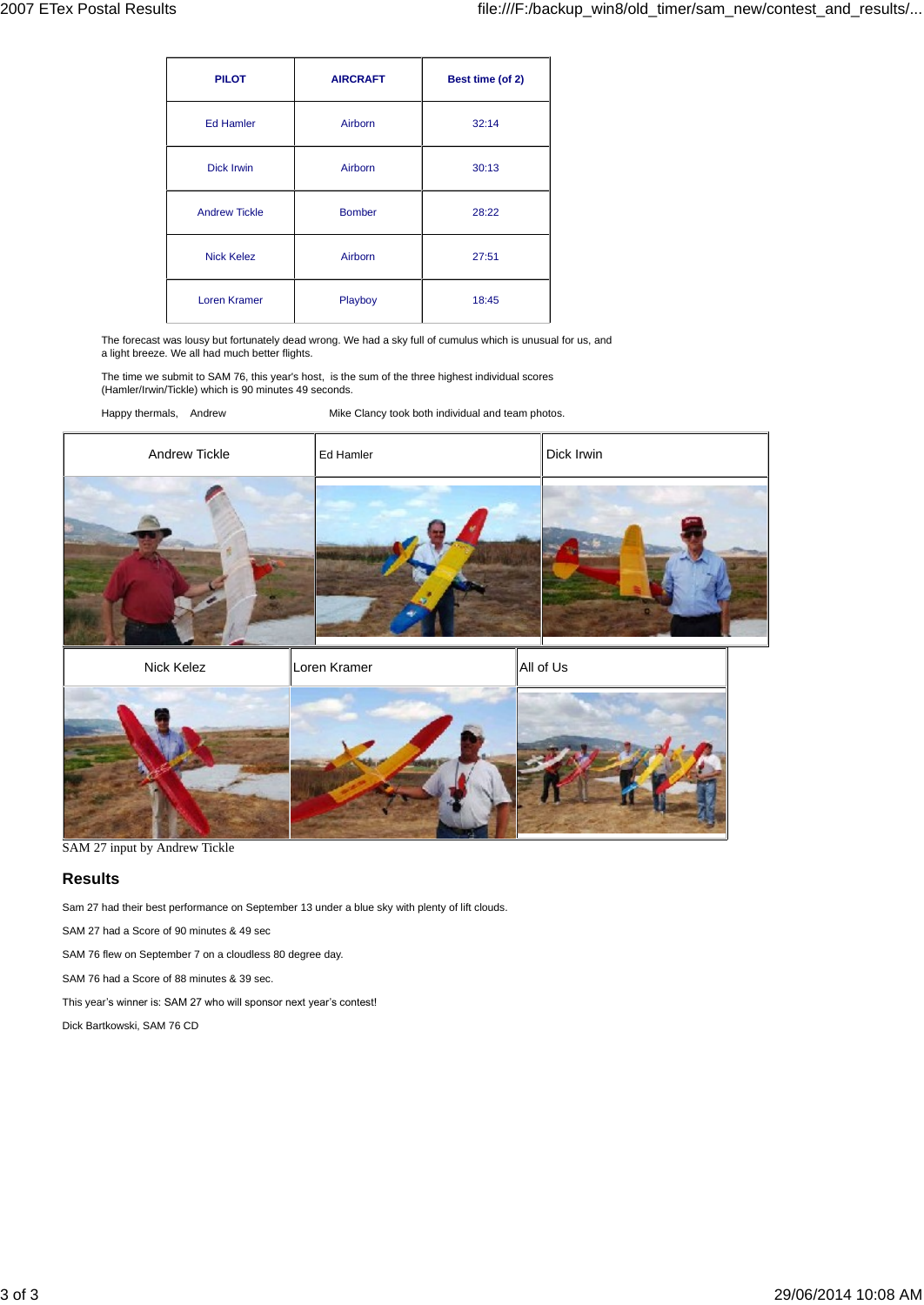| PILOT | AIRCRAFT | Best time (of 2) |
|---|---|---|
| Ed Hamler | Airborn | 32:14 |
| Dick Irwin | Airborn | 30:13 |
| Andrew Tickle | Bomber | 28:22 |
| Nick Kelez | Airborn | 27:51 |
| Loren Kramer | Playboy | 18:45 |

The forecast was lousy but fortunately dead wrong. We had a sky full of cumulus which is unusual for us, and a light breeze. We all had much better flights.

The time we submit to SAM 76, this year's host, is the sum of the three highest individual scores (Hamler/Irwin/Tickle) which is 90 minutes 49 seconds.

Happy thermals, Andrew

Mike Clancy took both individual and team photos.

| Andrew Tickle | Ed Hamler | Dick Irwin |
|---|---|---|

| Nick Kelez | Loren Kramer | All of Us |
|---|---|---|

SAM 27 input by Andrew Tickle

## Results

Sam 27 had their best performance on September 13 under a blue sky with plenty of lift clouds.

SAM 27 had a Score of 90 minutes & 49 sec

SAM 76 flew on September 7 on a cloudless 80 degree day.

SAM 76 had a Score of 88 minutes & 39 sec.

This year's winner is: SAM 27 who will sponsor next year's contest!

Dick Bartkowski, SAM 76 CD